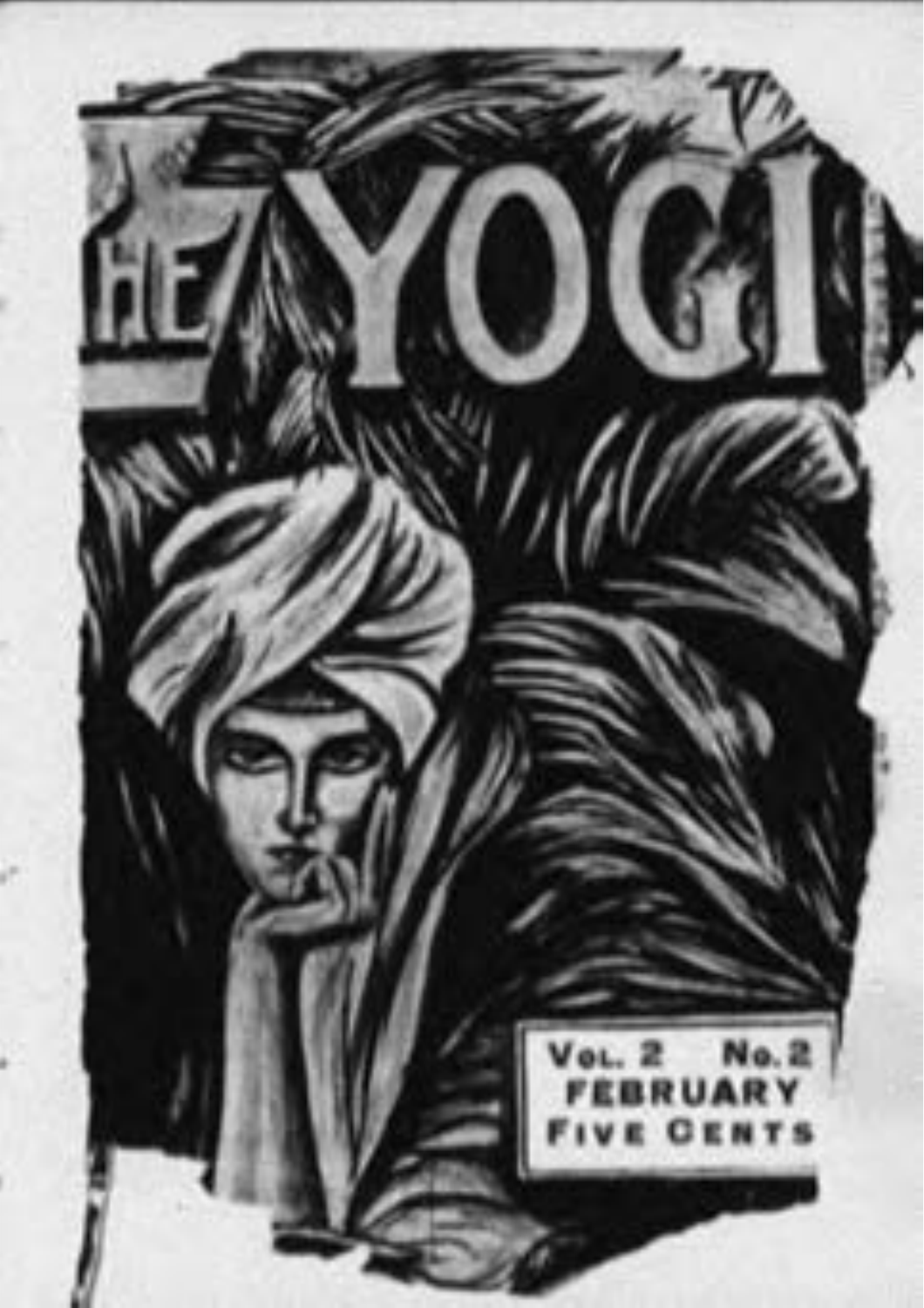# THE YOGI

Vol. 2 No. 2
FEBRUARY
FIVE CENTS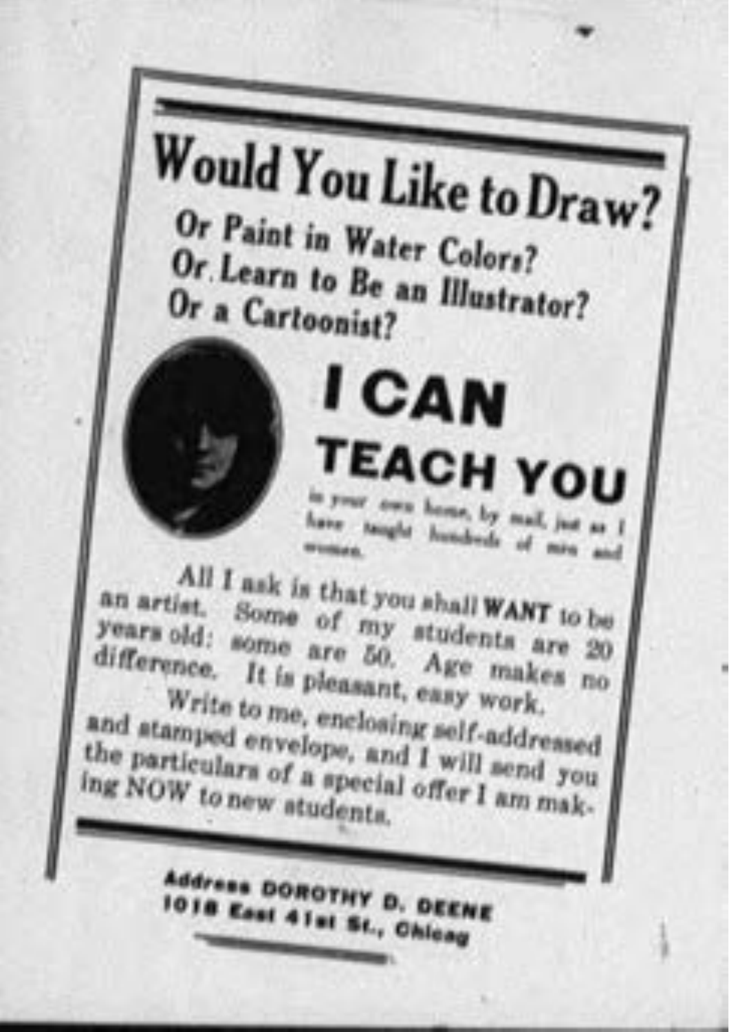# Would You Like to Draw?

## Or Paint in Water Colors? Or Learn to Be an Illustrator? Or a Cartoonist?

# I CAN TEACH YOU

in your own home, by mail, just as I have taught hundreds of men and women.

All I ask is that you shall **WANT** to be an artist. Some of my students are 20 years old: some are 50. Age makes no difference. It is pleasant, easy work.

Write to me, enclosing self-addressed and stamped envelope, and I will send you the particulars of a special offer I am making NOW to new students.

**Address DOROTHY D. DEENE
1018 East 41st St., Chicag**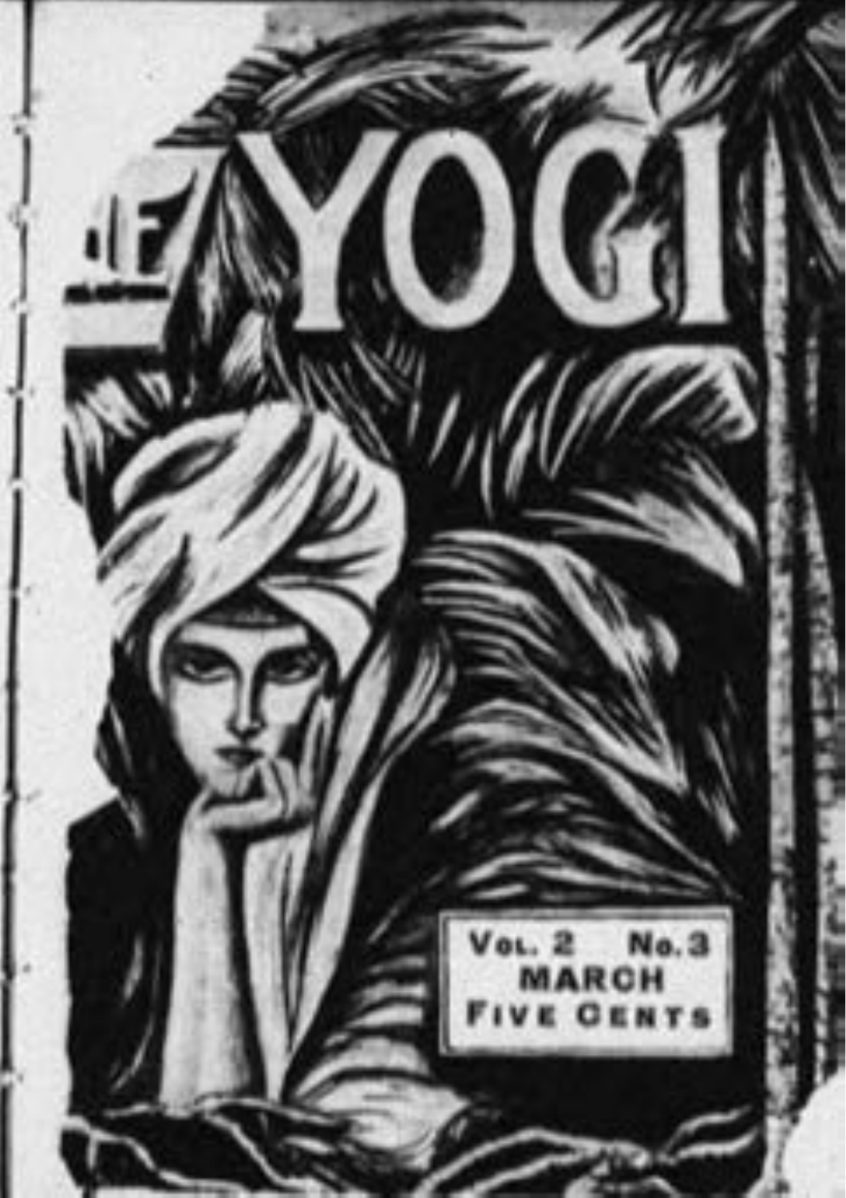# THE YOGI

Vol. 2 No. 3
MARCH
FIVE CENTS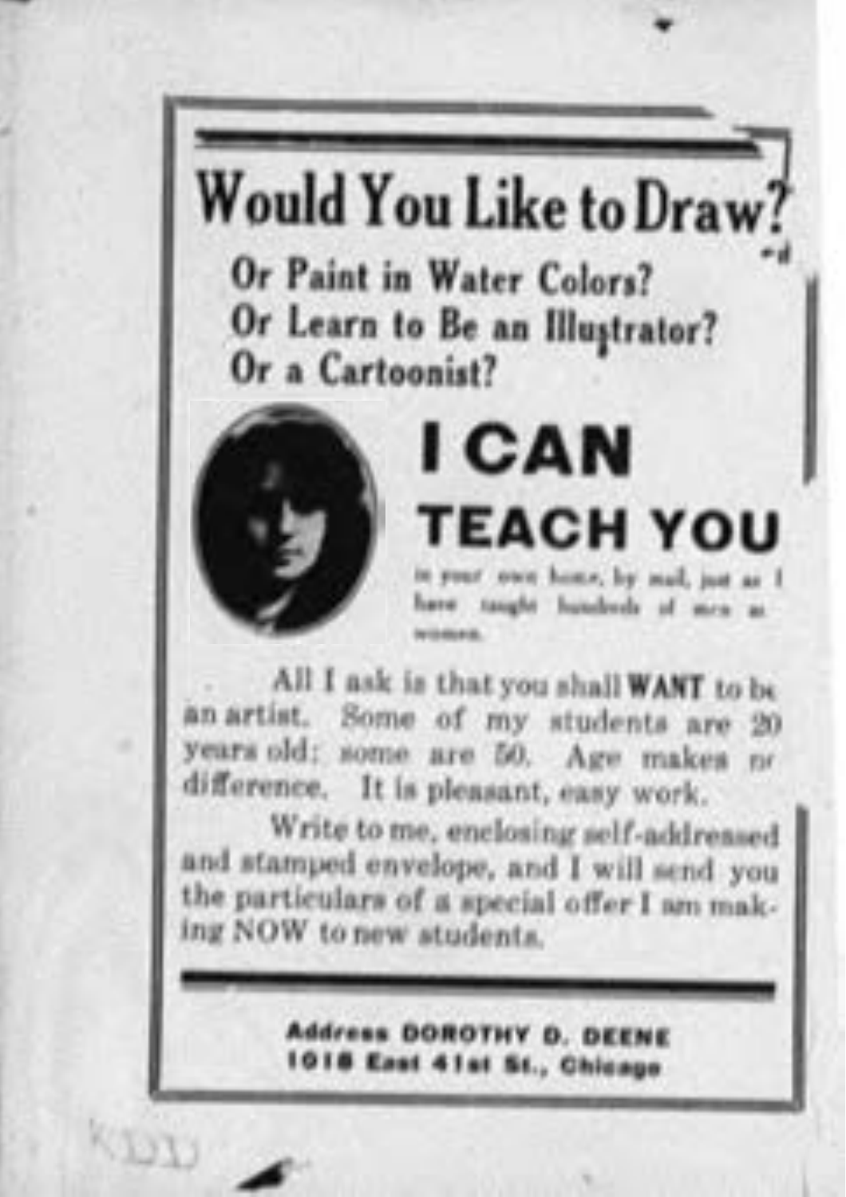# Would You Like to Draw?

## Or Paint in Water Colors?
## Or Learn to Be an Illustrator?
## Or a Cartoonist?

# I CAN TEACH YOU

in your own home, by mail, just as I have taught hundreds of men and women.

All I ask is that you shall **WANT** to be an artist. Some of my students are 20 years old; some are 50. Age makes no difference. It is pleasant, easy work.

Write to me, enclosing self-addressed and stamped envelope, and I will send you the particulars of a special offer I am making NOW to new students.

**Address DOROTHY D. DEENE**
**1018 East 41st St., Chicago**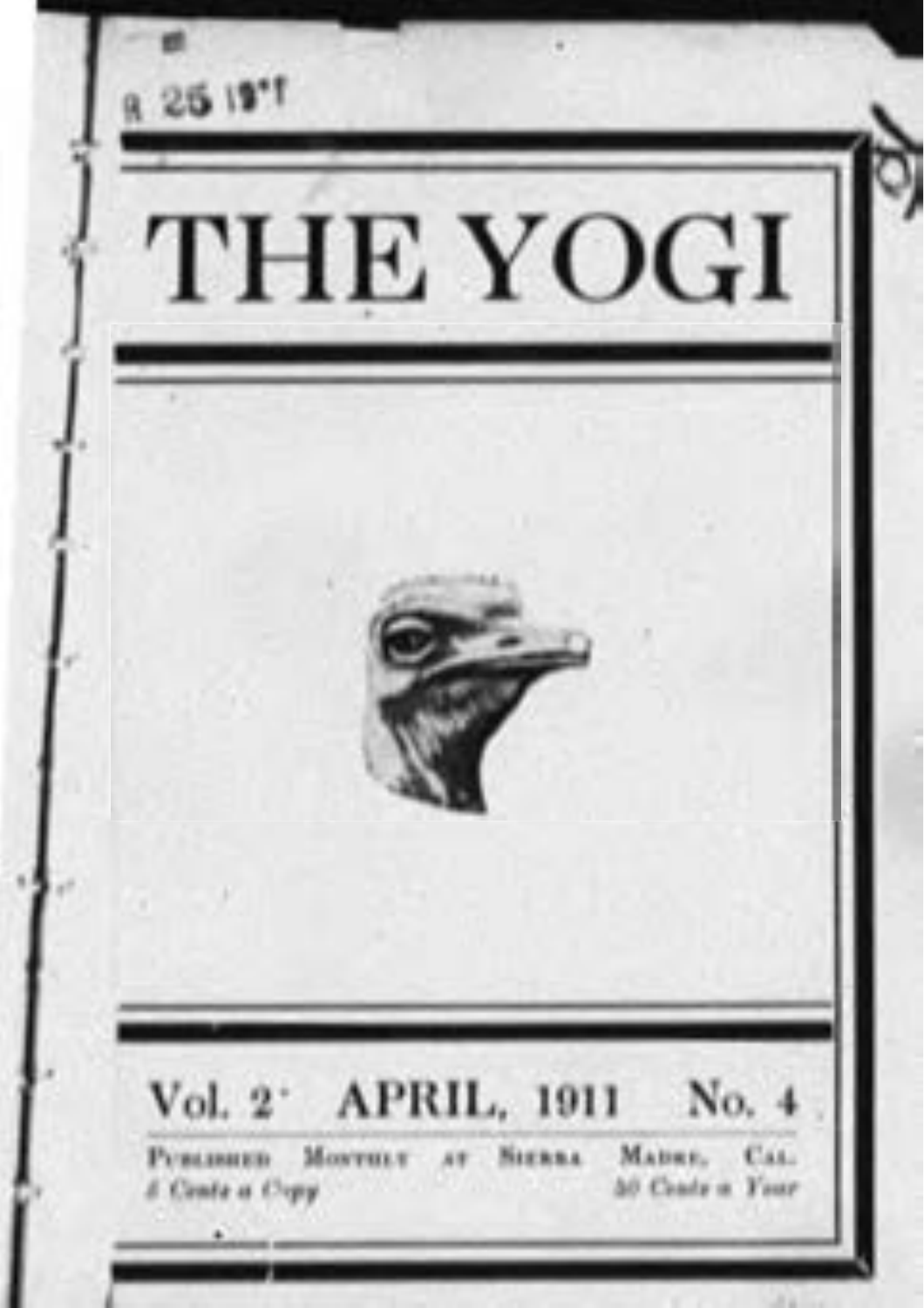A 25 1911

# THE YOGI

Vol. 2 APRIL, 1911 No. 4

PUBLISHED MONTHLY AT SIERRA MADRE, CAL.

5 Cents a Copy 50 Cents a Year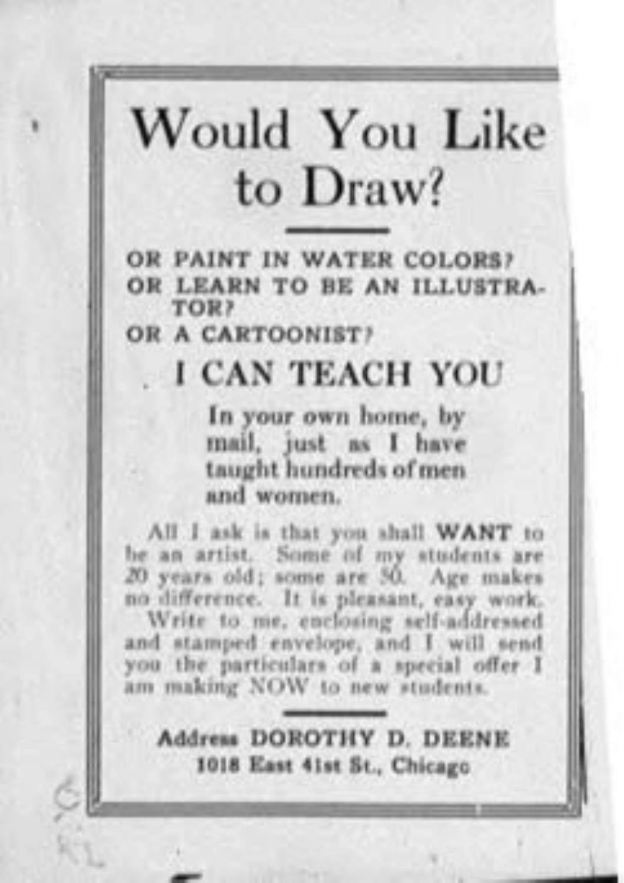# Would You Like to Draw?

**OR PAINT IN WATER COLORS?**
**OR LEARN TO BE AN ILLUSTRATOR?**
**OR A CARTOONIST?**

## I CAN TEACH YOU

**In your own home, by mail, just as I have taught hundreds of men and women.**

All I ask is that you shall **WANT** to be an artist. Some of my students are 20 years old; some are 50. Age makes no difference. It is pleasant, easy work. Write to me, enclosing self-addressed and stamped envelope, and I will send you the particulars of a special offer I am making NOW to new students.

**Address DOROTHY D. DEENE**
**1018 East 41st St., Chicago**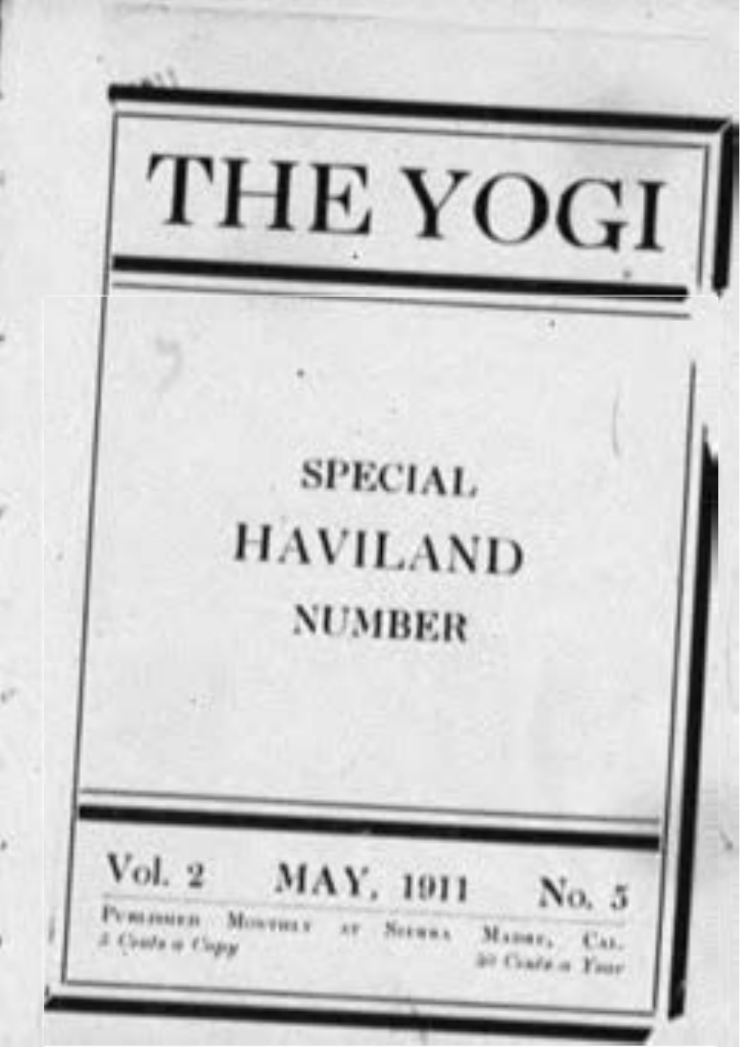# THE YOGI

## SPECIAL HAVILAND NUMBER

Vol. 2 MAY, 1911 No. 5

Published Monthly at Sierra Madre, Cal.
5 Cents a Copy 50 Cents a Year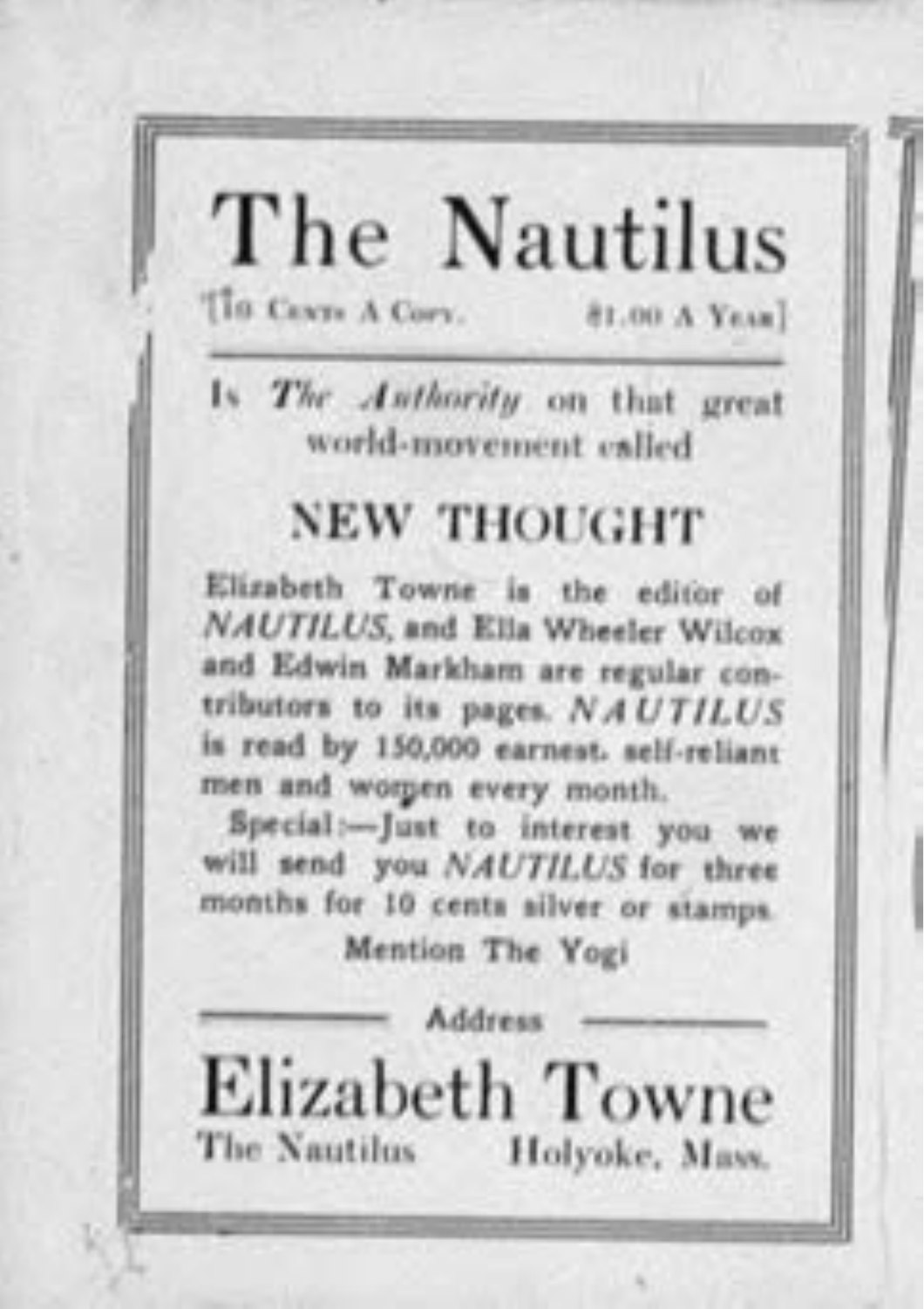# The Nautilus

[10 Cents A Copy. $1.00 A Year]

Is *The Authority* on that great world-movement called

## NEW THOUGHT

Elizabeth Towne is the editor of *NAUTILUS*, and Ella Wheeler Wilcox and Edwin Markham are regular contributors to its pages. *NAUTILUS* is read by 150,000 earnest, self-reliant men and women every month.

Special:—Just to interest you we will send you *NAUTILUS* for three months for 10 cents silver or stamps.

Mention The Yogi

Address

## Elizabeth Towne

The Nautilus Holyoke, Mass.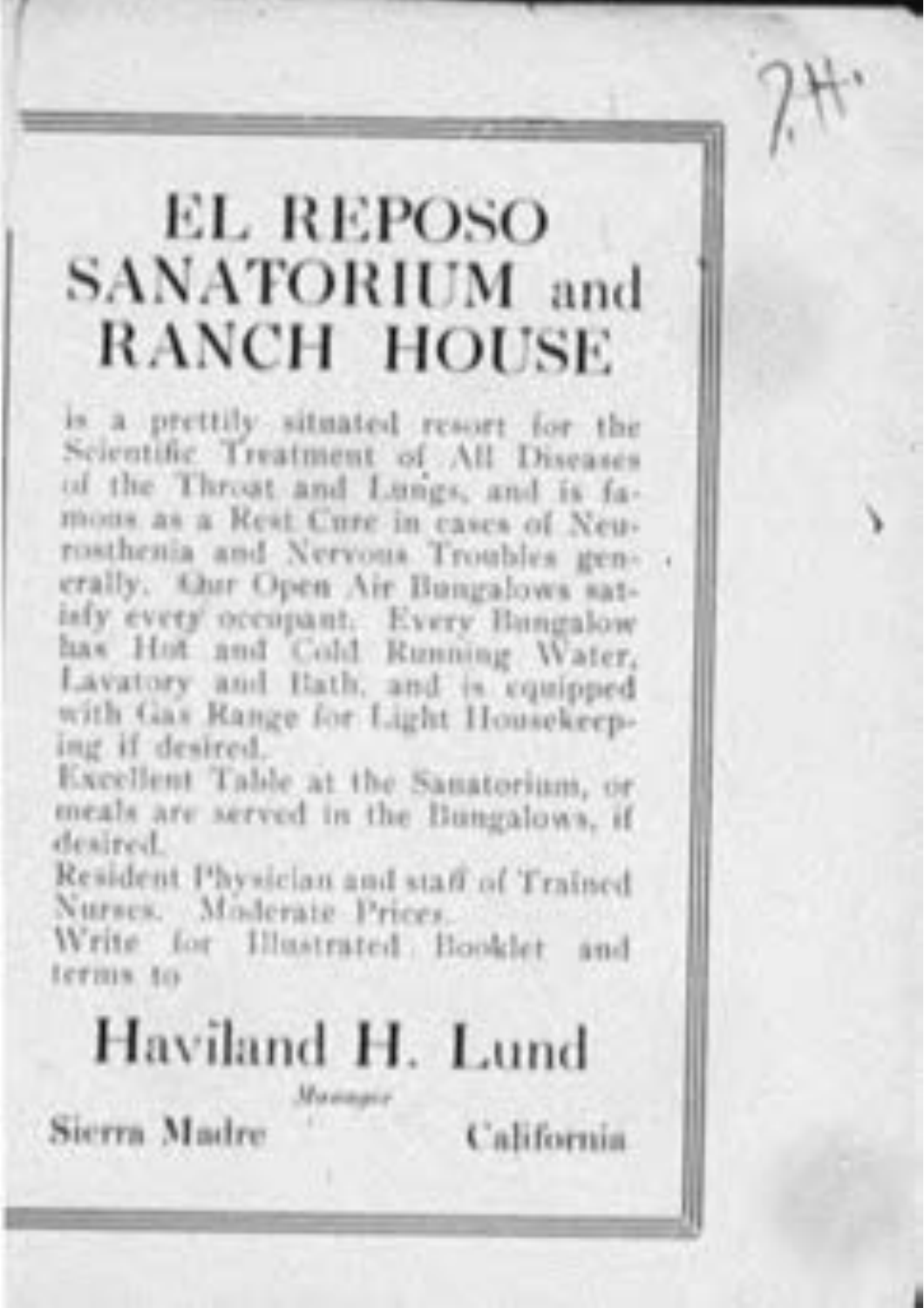# EL REPOSO SANATORIUM and RANCH HOUSE

is a prettily situated resort for the Scientific Treatment of All Diseases of the Throat and Lungs, and is famous as a Rest Cure in cases of Neurosthenia and Nervous Troubles generally. Our Open Air Bungalows satisfy every occupant. Every Bungalow has Hot and Cold Running Water, Lavatory and Bath, and is equipped with Gas Range for Light Housekeeping if desired.

Excellent Table at the Sanatorium, or meals are served in the Bungalows, if desired.

Resident Physician and staff of Trained Nurses. Moderate Prices.

Write for Illustrated Booklet and terms to

## Haviland H. Lund

*Manager*

Sierra Madre California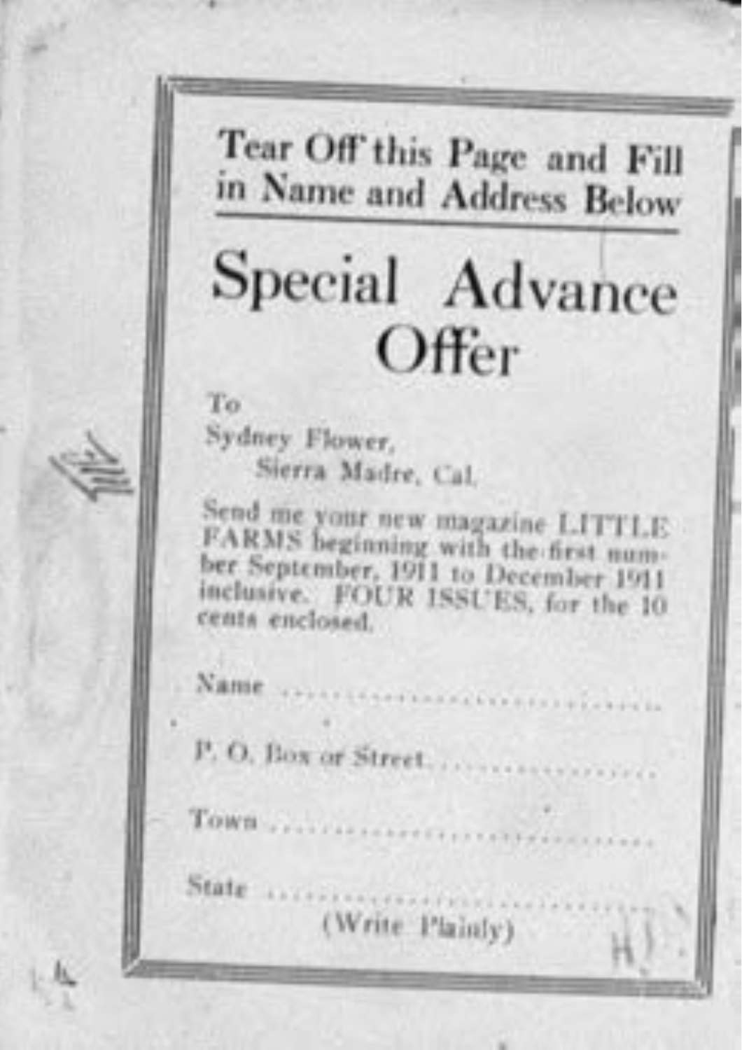**Tear Off this Page and Fill in Name and Address Below**

# Special Advance Offer

To
Sydney Flower,
Sierra Madre, Cal.

Send me your new magazine LITTLE FARMS beginning with the first number September, 1911 to December 1911 inclusive. FOUR ISSUES, for the 10 cents enclosed.

Name ..............................

P. O. Box or Street..................

Town ..............................

State ..............................

(Write Plainly)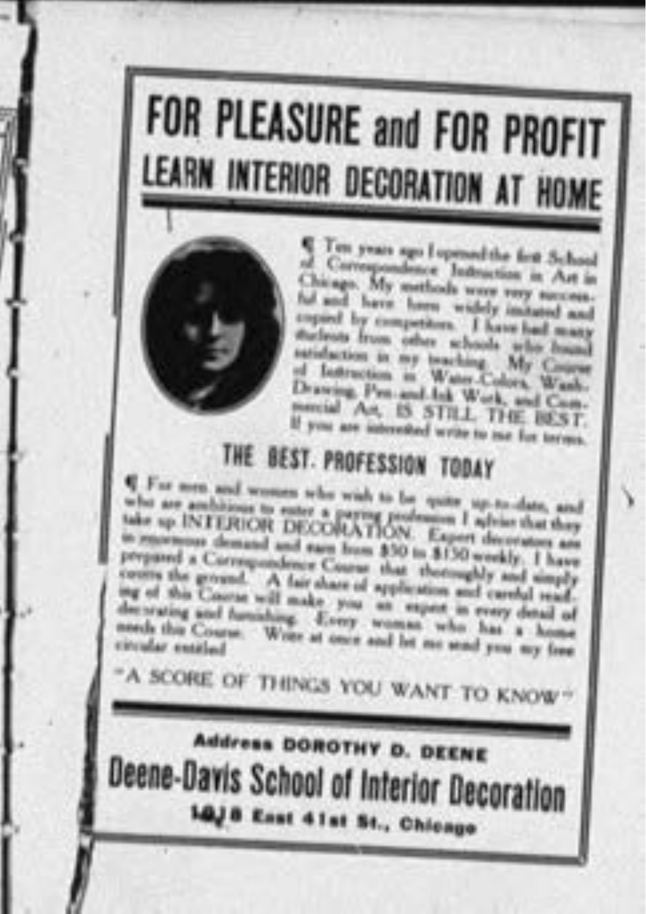# FOR PLEASURE and FOR PROFIT

## LEARN INTERIOR DECORATION AT HOME

¶ Ten years ago I opened the first School of Correspondence Instruction in Art in Chicago. My methods were very successful and have been widely imitated and copied by competitors. I have had many students from other schools who found satisfaction in my teaching. My Course of Instruction in Water-Colors, Wash-Drawing, Pen-and-Ink Work, and Commercial Art, IS STILL THE BEST. If you are interested write to me for terms.

## THE BEST PROFESSION TODAY

¶ For men and women who wish to be quite up-to-date, and who are ambitious to enter a paying profession I advise that they take up INTERIOR DECORATION. Expert decorators are in enormous demand and earn from $50 to $150 weekly. I have prepared a Correspondence Course that thoroughly and simply covers the ground. A fair share of application and careful reading of this Course will make you an expert in every detail of decorating and furnishing. Every woman who has a home needs this Course. Write at once and let me send you my free circular entitled

"A SCORE OF THINGS YOU WANT TO KNOW"

**Address DOROTHY D. DEENE**

**Deene-Davis School of Interior Decoration**

**1018 East 41st St., Chicago**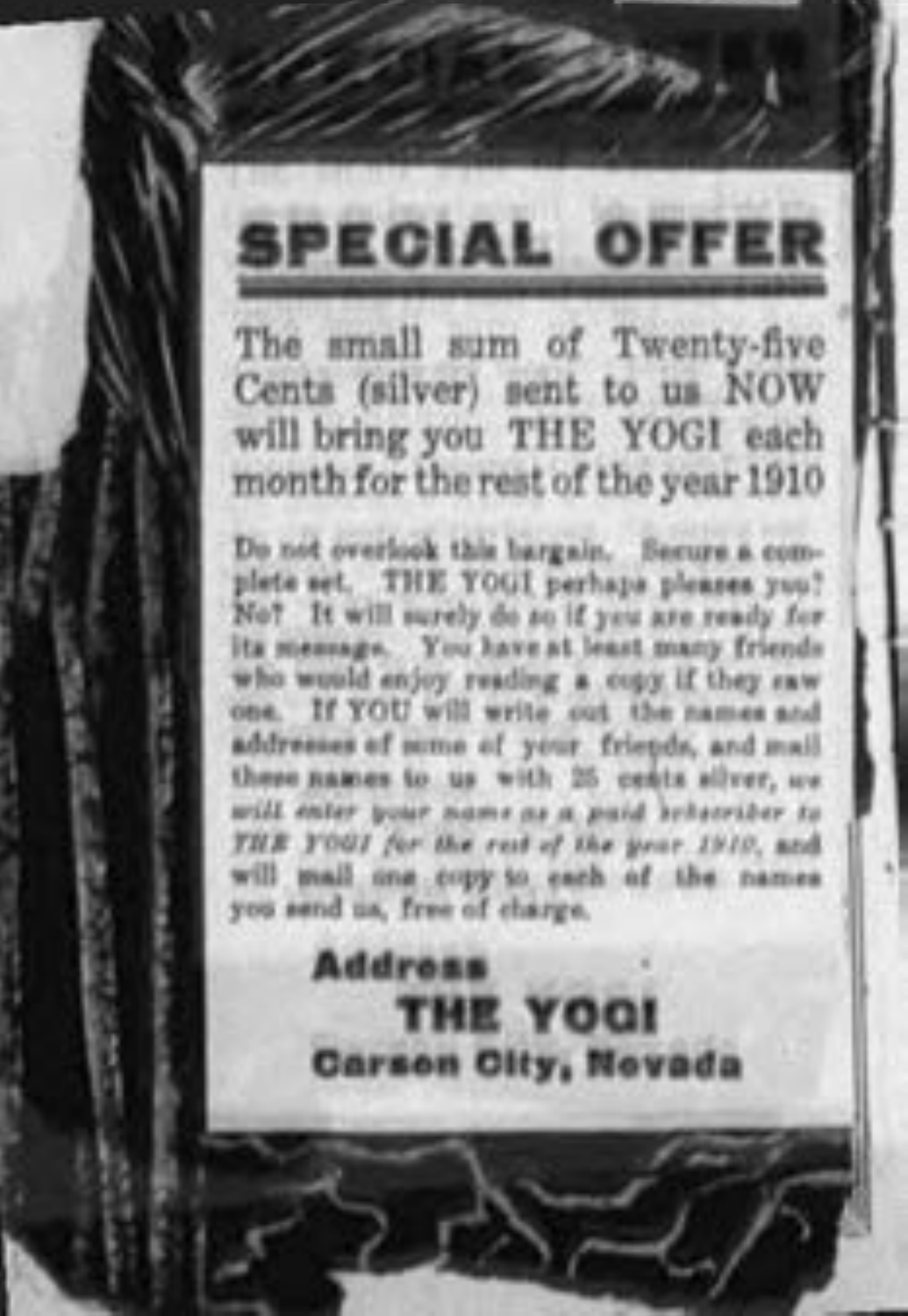# SPECIAL OFFER

The small sum of Twenty-five Cents (silver) sent to us NOW will bring you THE YOGI each month for the rest of the year 1910

Do not overlook this bargain. Secure a complete set. THE YOGI perhaps pleases you? No? It will surely do so if you are ready for its message. You have at least many friends who would enjoy reading a copy if they saw one. If YOU will write out the names and addresses of some of your friends, and mail these names to us with 25 cents silver, we *will enter your name as a paid subscriber to THE YOGI for the rest of the year 1910*, and will mail one copy to each of the names you send us, free of charge.

**Address**

**THE YOGI**

**Carson City, Nevada**